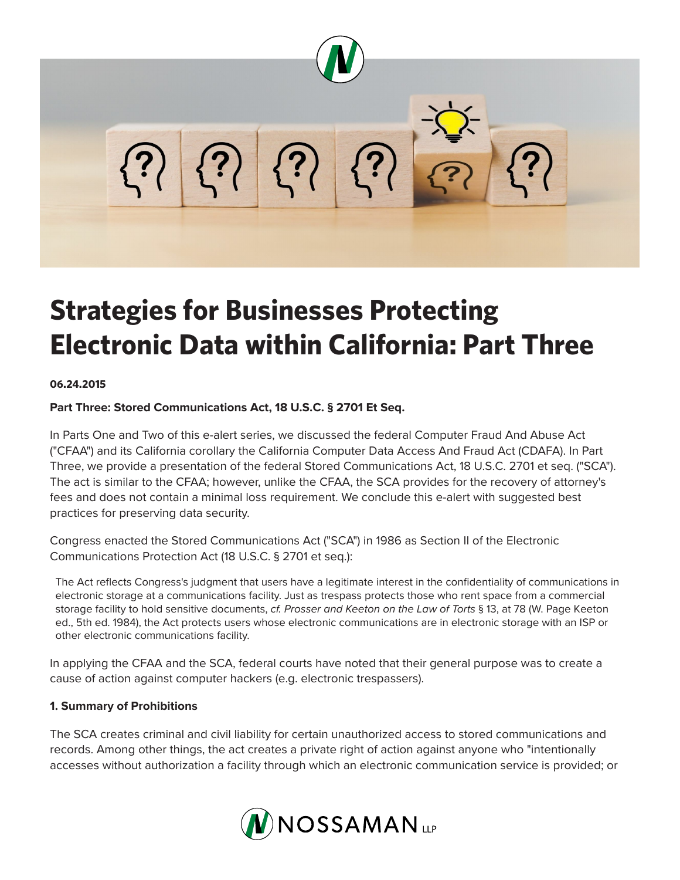# Strategies for Businesses Protecting Electronic Data within California: Part Three

**06.24.2015**

**Part Three: Stored Communications Act, 18 U.S.C. § 2701 Et Seq.**

In Parts One and Two of this e-alert series, we discussed the federal Computer Fraud And Abuse Act ("CFAA") and its California corollary the California Computer Data Access And Fraud Act (CDAFA). In Part Three, we provide a presentation of the federal Stored Communications Act, 18 U.S.C. 2701 et seq. ("SCA"). The act is similar to the CFAA; however, unlike the CFAA, the SCA provides for the recovery of attorney's fees and does not contain a minimal loss requirement. We conclude this e-alert with suggested best practices for preserving data security.

Congress enacted the Stored Communications Act ("SCA") in 1986 as Section II of the Electronic Communications Protection Act (18 U.S.C. § 2701 et seq.):

> The Act reflects Congress's judgment that users have a legitimate interest in the confidentiality of communications in electronic storage at a communications facility. Just as trespass protects those who rent space from a commercial storage facility to hold sensitive documents, *cf. Prosser and Keeton on the Law of Torts* § 13, at 78 (W. Page Keeton ed., 5th ed. 1984), the Act protects users whose electronic communications are in electronic storage with an ISP or other electronic communications facility.

In applying the CFAA and the SCA, federal courts have noted that their general purpose was to create a cause of action against computer hackers (e.g. electronic trespassers).

**1. Summary of Prohibitions**

The SCA creates criminal and civil liability for certain unauthorized access to stored communications and records. Among other things, the act creates a private right of action against anyone who "intentionally accesses without authorization a facility through which an electronic communication service is provided; or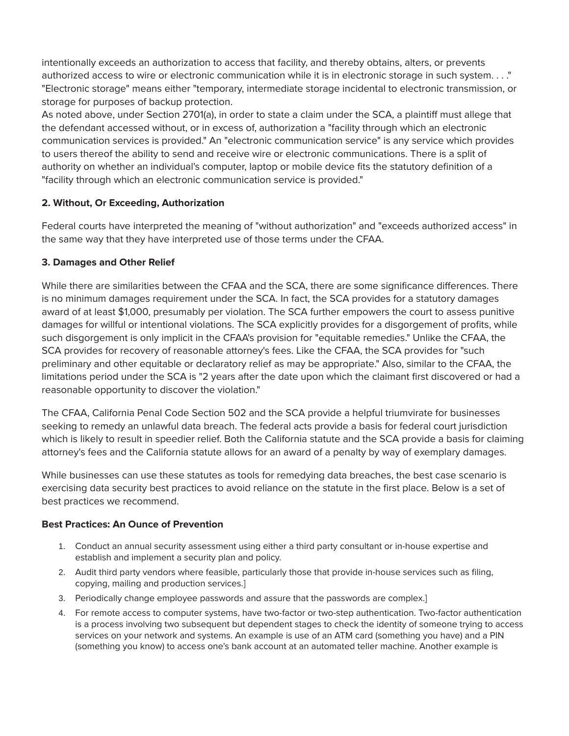intentionally exceeds an authorization to access that facility, and thereby obtains, alters, or prevents authorized access to wire or electronic communication while it is in electronic storage in such system. . . ." "Electronic storage" means either "temporary, intermediate storage incidental to electronic transmission, or storage for purposes of backup protection.

As noted above, under Section 2701(a), in order to state a claim under the SCA, a plaintiff must allege that the defendant accessed without, or in excess of, authorization a "facility through which an electronic communication services is provided." An "electronic communication service" is any service which provides to users thereof the ability to send and receive wire or electronic communications. There is a split of authority on whether an individual's computer, laptop or mobile device fits the statutory definition of a "facility through which an electronic communication service is provided."

**2. Without, Or Exceeding, Authorization**

Federal courts have interpreted the meaning of "without authorization" and "exceeds authorized access" in the same way that they have interpreted use of those terms under the CFAA.

**3. Damages and Other Relief**

While there are similarities between the CFAA and the SCA, there are some significance differences. There is no minimum damages requirement under the SCA. In fact, the SCA provides for a statutory damages award of at least $1,000, presumably per violation. The SCA further empowers the court to assess punitive damages for willful or intentional violations. The SCA explicitly provides for a disgorgement of profits, while such disgorgement is only implicit in the CFAA's provision for "equitable remedies." Unlike the CFAA, the SCA provides for recovery of reasonable attorney's fees. Like the CFAA, the SCA provides for "such preliminary and other equitable or declaratory relief as may be appropriate." Also, similar to the CFAA, the limitations period under the SCA is "2 years after the date upon which the claimant first discovered or had a reasonable opportunity to discover the violation."

The CFAA, California Penal Code Section 502 and the SCA provide a helpful triumvirate for businesses seeking to remedy an unlawful data breach. The federal acts provide a basis for federal court jurisdiction which is likely to result in speedier relief. Both the California statute and the SCA provide a basis for claiming attorney's fees and the California statute allows for an award of a penalty by way of exemplary damages.

While businesses can use these statutes as tools for remedying data breaches, the best case scenario is exercising data security best practices to avoid reliance on the statute in the first place. Below is a set of best practices we recommend.

**Best Practices: An Ounce of Prevention**

1. Conduct an annual security assessment using either a third party consultant or in-house expertise and establish and implement a security plan and policy.
2. Audit third party vendors where feasible, particularly those that provide in-house services such as filing, copying, mailing and production services.]
3. Periodically change employee passwords and assure that the passwords are complex.]
4. For remote access to computer systems, have two-factor or two-step authentication. Two-factor authentication is a process involving two subsequent but dependent stages to check the identity of someone trying to access services on your network and systems. An example is use of an ATM card (something you have) and a PIN (something you know) to access one's bank account at an automated teller machine. Another example is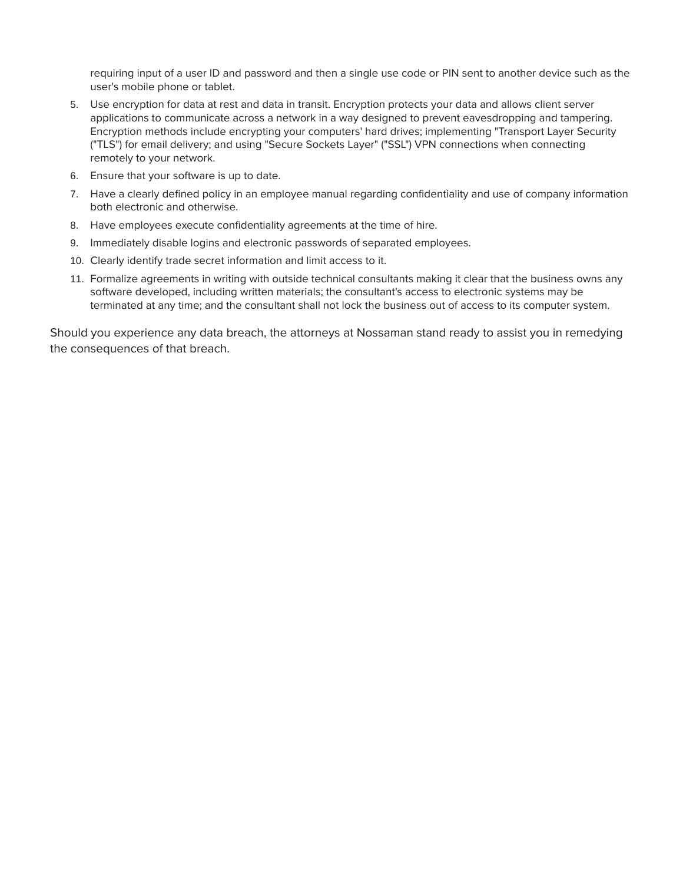requiring input of a user ID and password and then a single use code or PIN sent to another device such as the user's mobile phone or tablet.

5. Use encryption for data at rest and data in transit. Encryption protects your data and allows client server applications to communicate across a network in a way designed to prevent eavesdropping and tampering. Encryption methods include encrypting your computers' hard drives; implementing "Transport Layer Security ("TLS") for email delivery; and using "Secure Sockets Layer" ("SSL") VPN connections when connecting remotely to your network.
6. Ensure that your software is up to date.
7. Have a clearly defined policy in an employee manual regarding confidentiality and use of company information both electronic and otherwise.
8. Have employees execute confidentiality agreements at the time of hire.
9. Immediately disable logins and electronic passwords of separated employees.
10. Clearly identify trade secret information and limit access to it.
11. Formalize agreements in writing with outside technical consultants making it clear that the business owns any software developed, including written materials; the consultant's access to electronic systems may be terminated at any time; and the consultant shall not lock the business out of access to its computer system.

Should you experience any data breach, the attorneys at Nossaman stand ready to assist you in remedying the consequences of that breach.